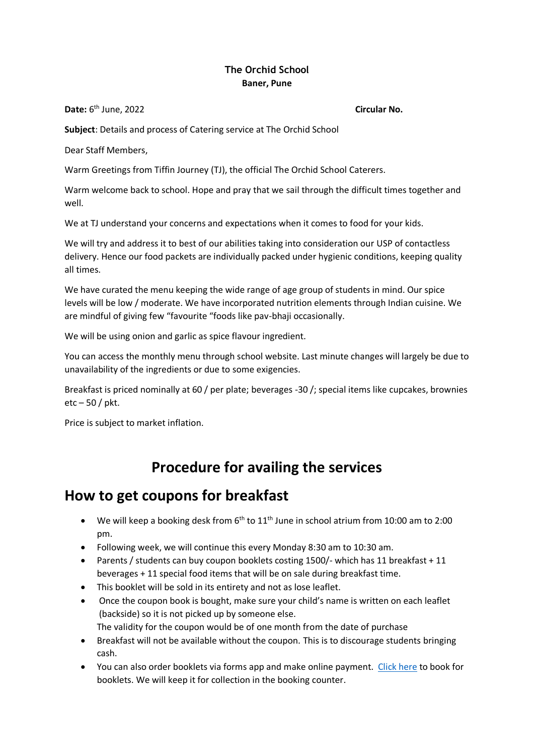**The Orchid School**
**Baner, Pune**

**Date:** 6th June, 2022 **Circular No.**

**Subject**: Details and process of Catering service at The Orchid School

Dear Staff Members,

Warm Greetings from Tiffin Journey (TJ), the official The Orchid School Caterers.

Warm welcome back to school. Hope and pray that we sail through the difficult times together and well.

We at TJ understand your concerns and expectations when it comes to food for your kids.

We will try and address it to best of our abilities taking into consideration our USP of contactless delivery. Hence our food packets are individually packed under hygienic conditions, keeping quality all times.

We have curated the menu keeping the wide range of age group of students in mind. Our spice levels will be low / moderate. We have incorporated nutrition elements through Indian cuisine. We are mindful of giving few "favourite "foods like pav-bhaji occasionally.

We will be using onion and garlic as spice flavour ingredient.

You can access the monthly menu through school website. Last minute changes will largely be due to unavailability of the ingredients or due to some exigencies.

Breakfast is priced nominally at 60 / per plate; beverages -30 /; special items like cupcakes, brownies etc – 50 / pkt.

Price is subject to market inflation.

# Procedure for availing the services

## How to get coupons for breakfast

- We will keep a booking desk from 6th to 11th June in school atrium from 10:00 am to 2:00 pm.
- Following week, we will continue this every Monday 8:30 am to 10:30 am.
- Parents / students can buy coupon booklets costing 1500/- which has 11 breakfast + 11 beverages + 11 special food items that will be on sale during breakfast time.
- This booklet will be sold in its entirety and not as lose leaflet.
- Once the coupon book is bought, make sure your child's name is written on each leaflet (backside) so it is not picked up by someone else.
  The validity for the coupon would be of one month from the date of purchase
- Breakfast will not be available without the coupon. This is to discourage students bringing cash.
- You can also order booklets via forms app and make online payment. Click here to book for booklets. We will keep it for collection in the booking counter.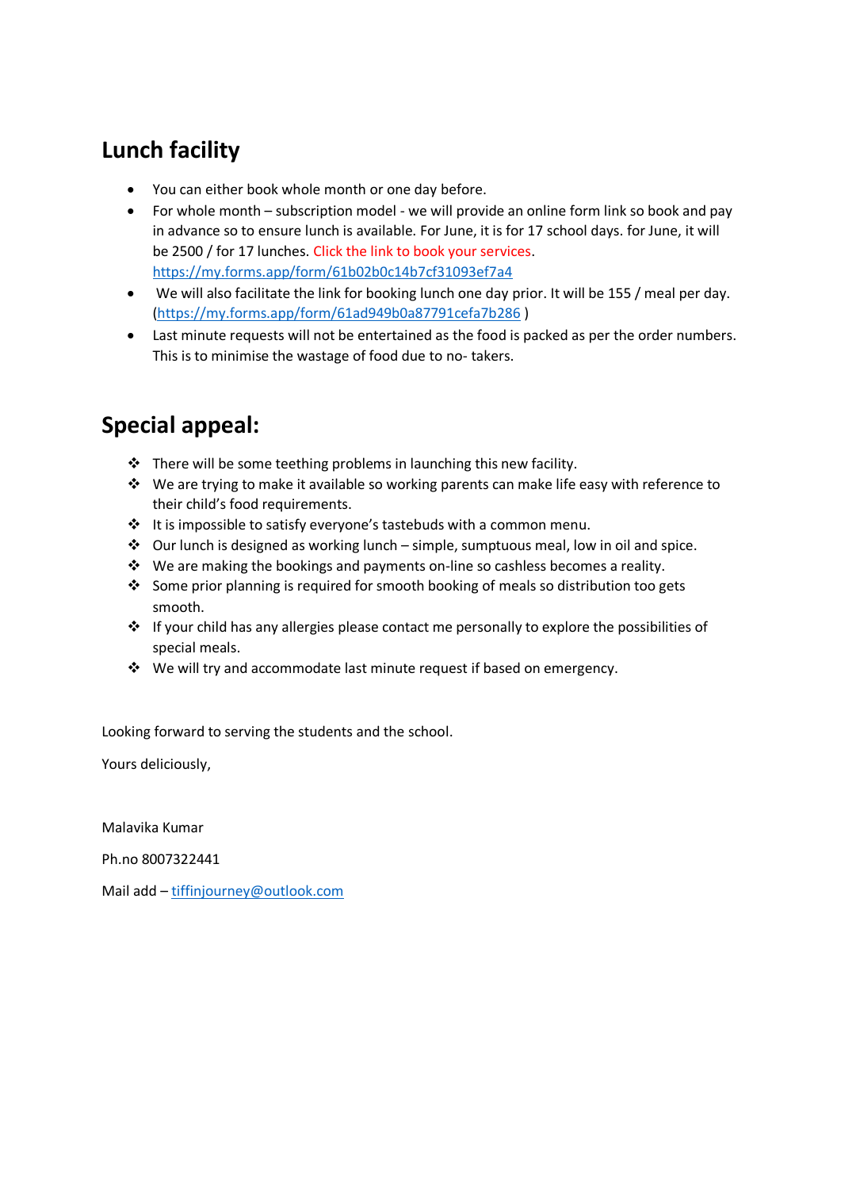## Lunch facility

- You can either book whole month or one day before.
- For whole month – subscription model - we will provide an online form link so book and pay in advance so to ensure lunch is available. For June, it is for 17 school days. for June, it will be 2500 / for 17 lunches. Click the link to book your services. https://my.forms.app/form/61b02b0c14b7cf31093ef7a4
- We will also facilitate the link for booking lunch one day prior. It will be 155 / meal per day. (https://my.forms.app/form/61ad949b0a87791cefa7b286 )
- Last minute requests will not be entertained as the food is packed as per the order numbers. This is to minimise the wastage of food due to no- takers.

## Special appeal:

- There will be some teething problems in launching this new facility.
- We are trying to make it available so working parents can make life easy with reference to their child's food requirements.
- It is impossible to satisfy everyone's tastebuds with a common menu.
- Our lunch is designed as working lunch – simple, sumptuous meal, low in oil and spice.
- We are making the bookings and payments on-line so cashless becomes a reality.
- Some prior planning is required for smooth booking of meals so distribution too gets smooth.
- If your child has any allergies please contact me personally to explore the possibilities of special meals.
- We will try and accommodate last minute request if based on emergency.

Looking forward to serving the students and the school.

Yours deliciously,

Malavika Kumar

Ph.no 8007322441

Mail add – tiffinjourney@outlook.com